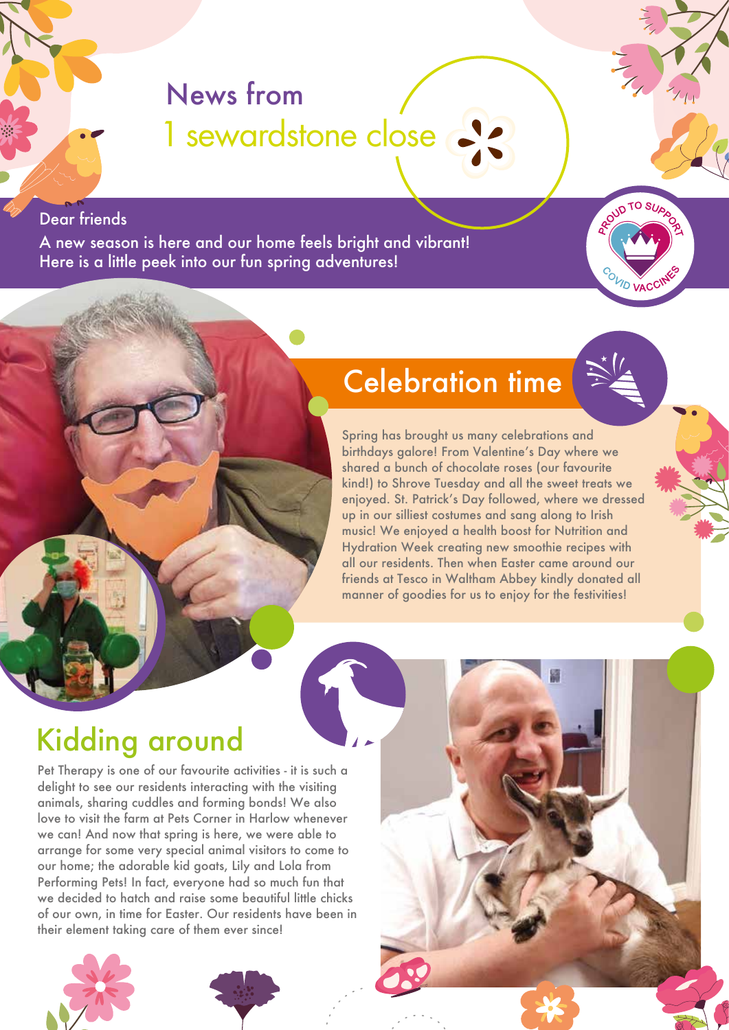# News from 1 sewardstone close

Dear friends

A new season is here and our home feels bright and vibrant! Here is a little peek into our fun spring adventures!

PROUD TO SUPPORT COVID VACCINES

## Celebration time

Spring has brought us many celebrations and birthdays galore! From Valentine's Day where we shared a bunch of chocolate roses (our favourite kind!) to Shrove Tuesday and all the sweet treats we enjoyed. St. Patrick's Day followed, where we dressed up in our silliest costumes and sang along to Irish music! We enjoyed a health boost for Nutrition and Hydration Week creating new smoothie recipes with all our residents. Then when Easter came around our friends at Tesco in Waltham Abbey kindly donated all manner of goodies for us to enjoy for the festivities!

## Kidding around

Pet Therapy is one of our favourite activities - it is such a delight to see our residents interacting with the visiting animals, sharing cuddles and forming bonds! We also love to visit the farm at Pets Corner in Harlow whenever we can! And now that spring is here, we were able to arrange for some very special animal visitors to come to our home; the adorable kid goats, Lily and Lola from Performing Pets! In fact, everyone had so much fun that we decided to hatch and raise some beautiful little chicks of our own, in time for Easter. Our residents have been in their element taking care of them ever since!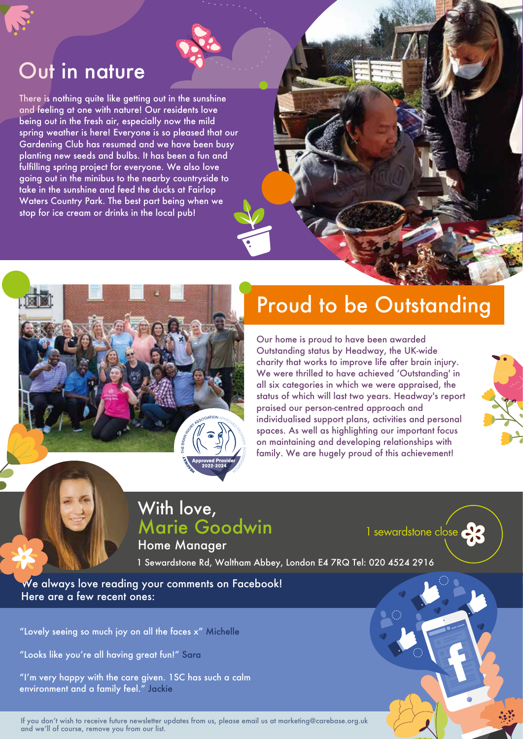## Out in nature

There is nothing quite like getting out in the sunshine and feeling at one with nature! Our residents love being out in the fresh air, especially now the mild spring weather is here! Everyone is so pleased that our Gardening Club has resumed and we have been busy planting new seeds and bulbs. It has been a fun and fulfilling spring project for everyone. We also love going out in the minibus to the nearby countryside to take in the sunshine and feed the ducks at Fairlop Waters Country Park. The best part being when we stop for ice cream or drinks in the local pub!

## Proud to be Outstanding

Our home is proud to have been awarded Outstanding status by Headway, the UK-wide charity that works to improve life after brain injury. We were thrilled to have achieved 'Outstanding' in all six categories in which we were appraised, the status of which will last two years. Headway's report praised our person-centred approach and individualised support plans, activities and personal spaces. As well as highlighting our important focus on maintaining and developing relationships with family. We are hugely proud of this achievement!

Headway The Brain Injury Association Approved Provider Accreditation — Approved Provider 2022-2024

With love,
**Marie Goodwin**
Home Manager

1 sewardstone close

1 Sewardstone Rd, Waltham Abbey, London E4 7RQ Tel: 020 4524 2916

We always love reading your comments on Facebook!
Here are a few recent ones:

"Lovely seeing so much joy on all the faces x" Michelle

"Looks like you're all having great fun!" Sara

"I'm very happy with the care given. 1SC has such a calm environment and a family feel." Jackie

If you don't wish to receive future newsletter updates from us, please email us at marketing@carebase.org.uk and we'll of course, remove you from our list.